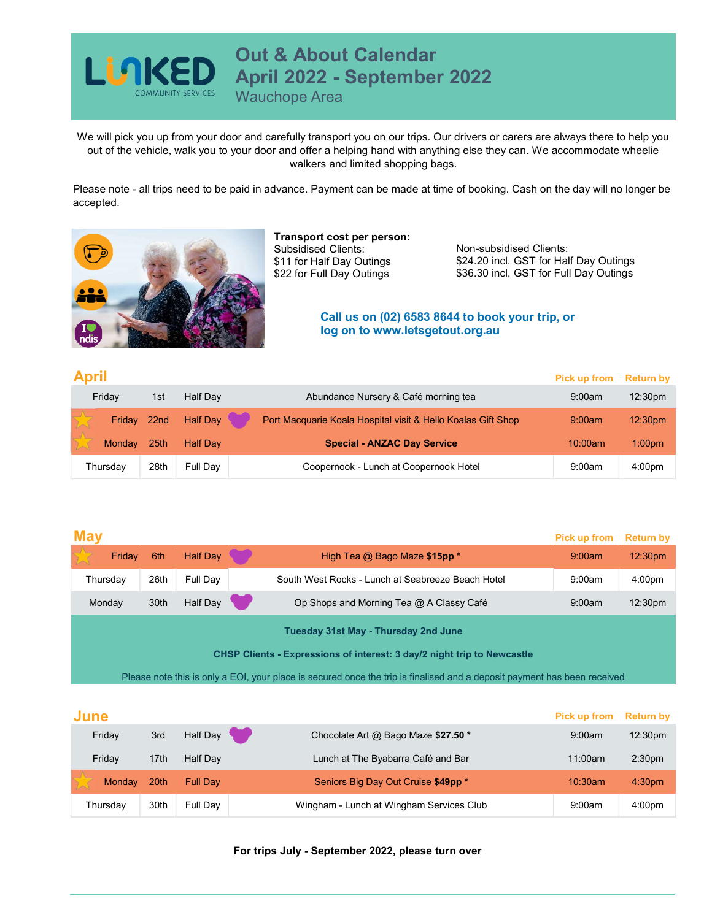# Out & About Calendar
## April 2022 - September 2022
### Wauchope Area

LINKED COMMUNITY SERVICES

We will pick you up from your door and carefully transport you on our trips. Our drivers or carers are always there to help you out of the vehicle, walk you to your door and offer a helping hand with anything else they can. We accommodate wheelie walkers and limited shopping bags.

Please note - all trips need to be paid in advance. Payment can be made at time of booking. Cash on the day will no longer be accepted.

**Transport cost per person:**

Subsidised Clients:
$11 for Half Day Outings
$22 for Full Day Outings

Non-subsidised Clients:
$24.20 incl. GST for Half Day Outings
$36.30 incl. GST for Full Day Outings

**Call us on (02) 6583 8644 to book your trip, or log on to www.letsgetout.org.au**

## April

| Day | Date | Duration | Outing | Pick up from | Return by |
|---|---|---|---|---|---|
| Friday | 1st | Half Day | Abundance Nursery & Café morning tea | 9:00am | 12:30pm |
| Friday | 22nd | Half Day | Port Macquarie Koala Hospital visit & Hello Koalas Gift Shop | 9:00am | 12:30pm |
| Monday | 25th | Half Day | **Special - ANZAC Day Service** | 10:00am | 1:00pm |
| Thursday | 28th | Full Day | Coopernook - Lunch at Coopernook Hotel | 9:00am | 4:00pm |

## May

| Day | Date | Duration | Outing | Pick up from | Return by |
|---|---|---|---|---|---|
| Friday | 6th | Half Day | High Tea @ Bago Maze **$15pp** * | 9:00am | 12:30pm |
| Thursday | 26th | Full Day | South West Rocks - Lunch at Seabreeze Beach Hotel | 9:00am | 4:00pm |
| Monday | 30th | Half Day | Op Shops and Morning Tea @ A Classy Café | 9:00am | 12:30pm |

**Tuesday 31st May - Thursday 2nd June**

**CHSP Clients - Expressions of interest: 3 day/2 night trip to Newcastle**

Please note this is only a EOI, your place is secured once the trip is finalised and a deposit payment has been received

## June

| Day | Date | Duration | Outing | Pick up from | Return by |
|---|---|---|---|---|---|
| Friday | 3rd | Half Day | Chocolate Art @ Bago Maze **$27.50** * | 9:00am | 12:30pm |
| Friday | 17th | Half Day | Lunch at The Byabarra Café and Bar | 11:00am | 2:30pm |
| Monday | 20th | Full Day | Seniors Big Day Out Cruise **$49pp** * | 10:30am | 4:30pm |
| Thursday | 30th | Full Day | Wingham - Lunch at Wingham Services Club | 9:00am | 4:00pm |

**For trips July - September 2022, please turn over**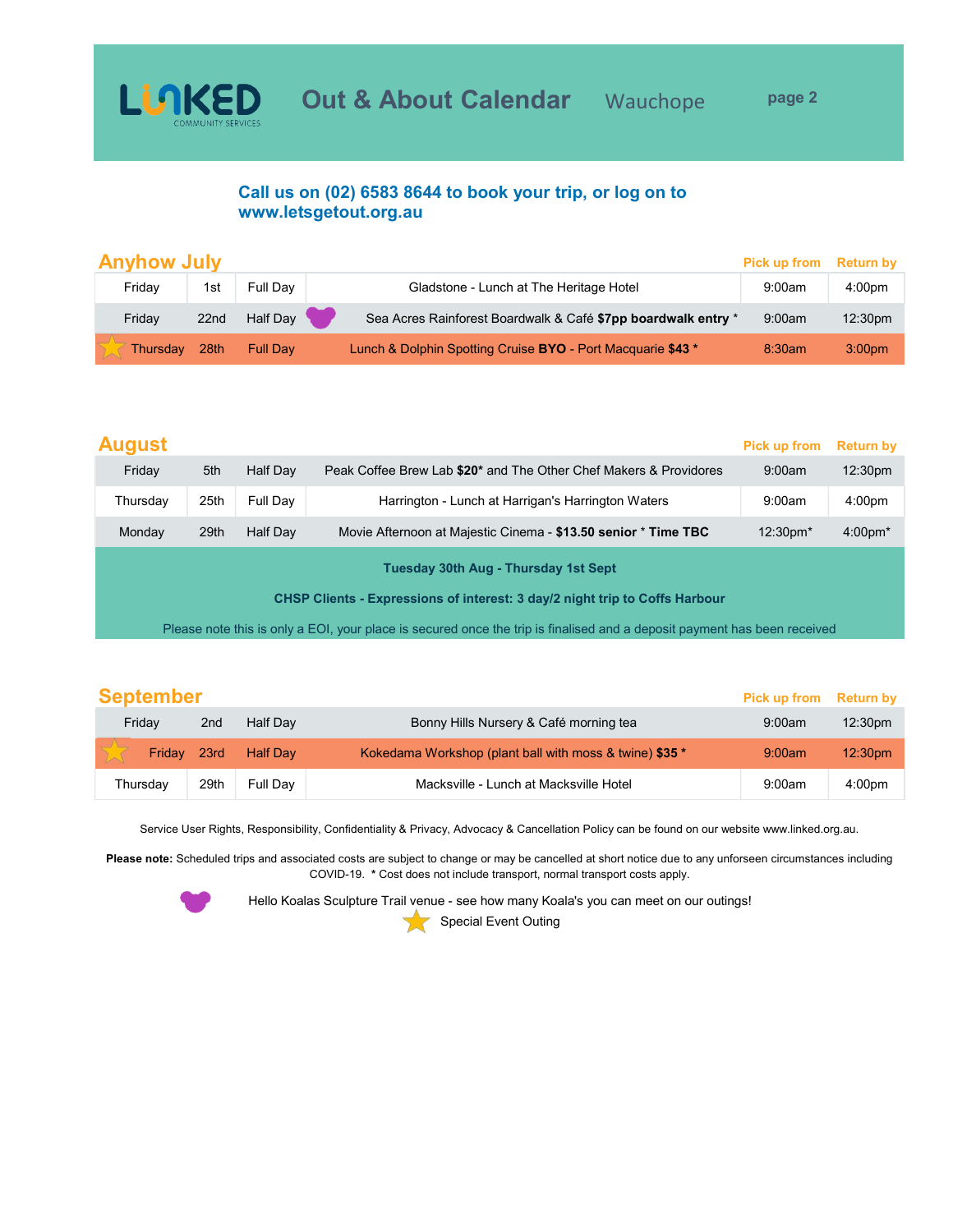# Out & About Calendar Wauchope

**Call us on (02) 6583 8644 to book your trip, or log on to www.letsgetout.org.au**

## Anyhow July

| | | | | Pick up from | Return by |
|---|---|---|---|---|---|
| Friday | 1st | Full Day | Gladstone - Lunch at The Heritage Hotel | 9:00am | 4:00pm |
| Friday | 22nd | Half Day | Sea Acres Rainforest Boardwalk & Café **$7pp boardwalk entry** * | 9:00am | 12:30pm |
| Thursday | 28th | Full Day | Lunch & Dolphin Spotting Cruise **BYO** - Port Macquarie **$43** * | 8:30am | 3:00pm |

## August

| | | | | Pick up from | Return by |
|---|---|---|---|---|---|
| Friday | 5th | Half Day | Peak Coffee Brew Lab **$20*** and The Other Chef Makers & Providores | 9:00am | 12:30pm |
| Thursday | 25th | Full Day | Harrington - Lunch at Harrigan's Harrington Waters | 9:00am | 4:00pm |
| Monday | 29th | Half Day | Movie Afternoon at Majestic Cinema - **$13.50 senior** * **Time TBC** | 12:30pm* | 4:00pm* |

**Tuesday 30th Aug - Thursday 1st Sept**

**CHSP Clients - Expressions of interest: 3 day/2 night trip to Coffs Harbour**

Please note this is only a EOI, your place is secured once the trip is finalised and a deposit payment has been received

## September

| | | | | Pick up from | Return by |
|---|---|---|---|---|---|
| Friday | 2nd | Half Day | Bonny Hills Nursery & Café morning tea | 9:00am | 12:30pm |
| Friday | 23rd | Half Day | Kokedama Workshop (plant ball with moss & twine) **$35** * | 9:00am | 12:30pm |
| Thursday | 29th | Full Day | Macksville - Lunch at Macksville Hotel | 9:00am | 4:00pm |

Service User Rights, Responsibility, Confidentiality & Privacy, Advocacy & Cancellation Policy can be found on our website www.linked.org.au.

**Please note:** Scheduled trips and associated costs are subject to change or may be cancelled at short notice due to any unforseen circumstances including COVID-19. **\*** Cost does not include transport, normal transport costs apply.

Hello Koalas Sculpture Trail venue - see how many Koala's you can meet on our outings!

Special Event Outing